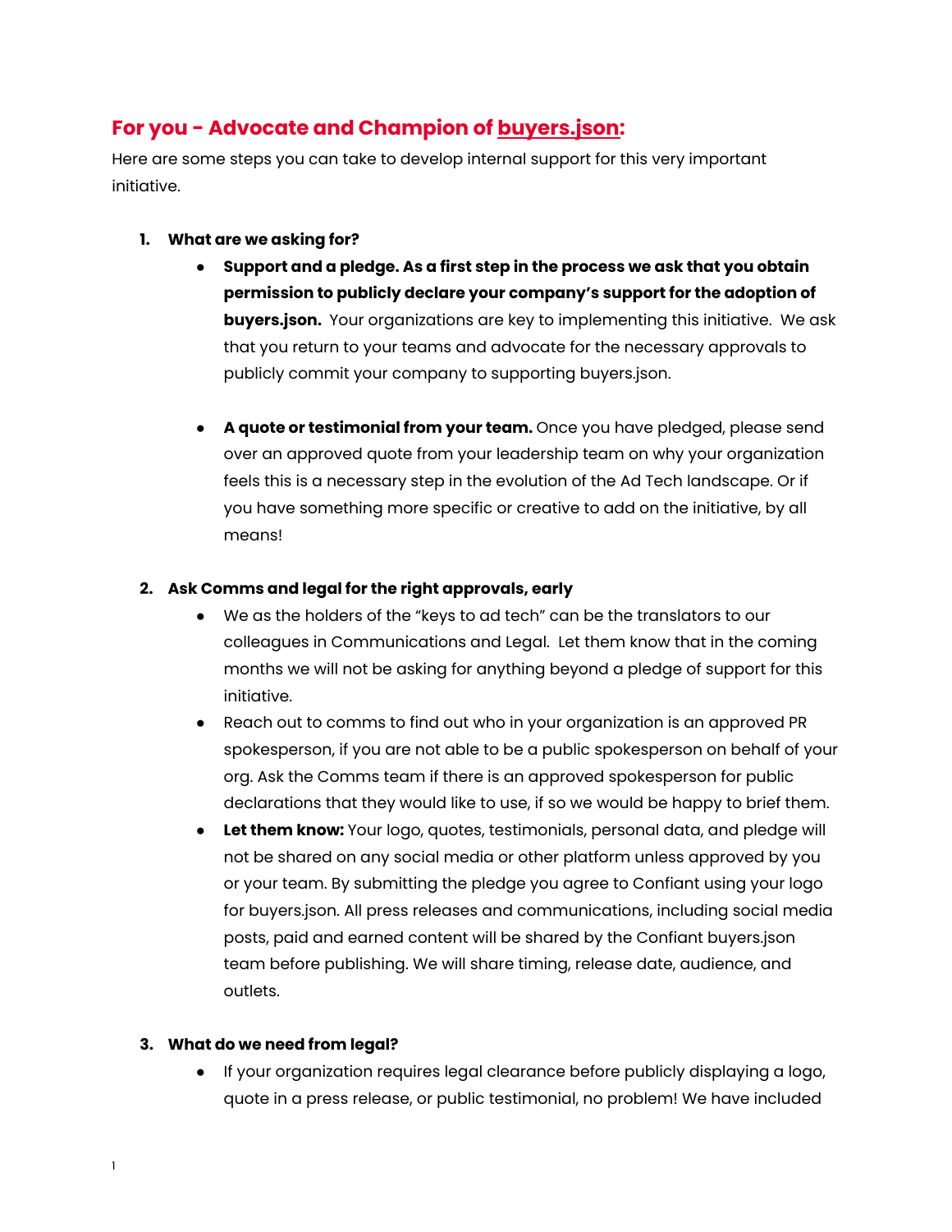## For you - Advocate and Champion of buyers.json:

Here are some steps you can take to develop internal support for this very important initiative.

1. **What are we asking for?**
    - **Support and a pledge. As a first step in the process we ask that you obtain permission to publicly declare your company's support for the adoption of buyers.json.** Your organizations are key to implementing this initiative. We ask that you return to your teams and advocate for the necessary approvals to publicly commit your company to supporting buyers.json.

    - **A quote or testimonial from your team.** Once you have pledged, please send over an approved quote from your leadership team on why your organization feels this is a necessary step in the evolution of the Ad Tech landscape. Or if you have something more specific or creative to add on the initiative, by all means!

2. **Ask Comms and legal for the right approvals, early**
    - We as the holders of the "keys to ad tech" can be the translators to our colleagues in Communications and Legal. Let them know that in the coming months we will not be asking for anything beyond a pledge of support for this initiative.
    - Reach out to comms to find out who in your organization is an approved PR spokesperson, if you are not able to be a public spokesperson on behalf of your org. Ask the Comms team if there is an approved spokesperson for public declarations that they would like to use, if so we would be happy to brief them.
    - **Let them know:** Your logo, quotes, testimonials, personal data, and pledge will not be shared on any social media or other platform unless approved by you or your team. By submitting the pledge you agree to Confiant using your logo for buyers.json. All press releases and communications, including social media posts, paid and earned content will be shared by the Confiant buyers.json team before publishing. We will share timing, release date, audience, and outlets.

3. **What do we need from legal?**
    - If your organization requires legal clearance before publicly displaying a logo, quote in a press release, or public testimonial, no problem! We have included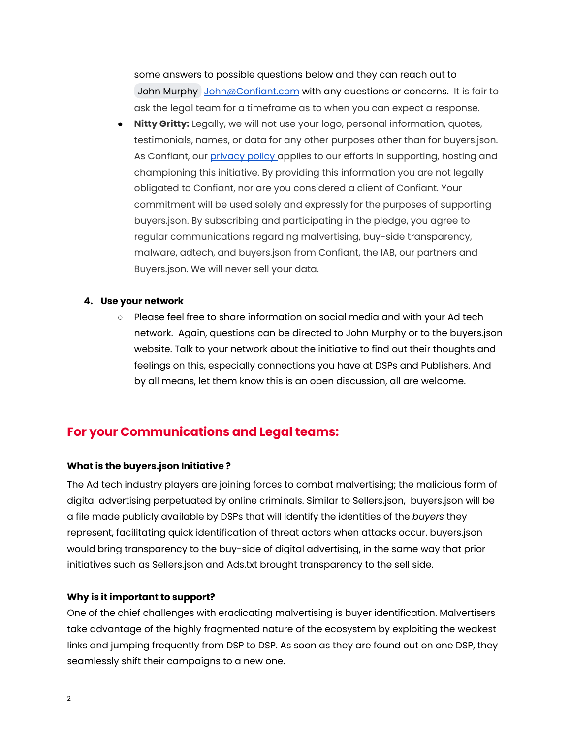some answers to possible questions below and they can reach out to John Murphy [John@Confiant.com](mailto:John@Confiant.com) with any questions or concerns. It is fair to ask the legal team for a timeframe as to when you can expect a response.

- **Nitty Gritty:** Legally, we will not use your logo, personal information, quotes, testimonials, names, or data for any other purposes other than for buyers.json. As Confiant, our [privacy policy](#) applies to our efforts in supporting, hosting and championing this initiative. By providing this information you are not legally obligated to Confiant, nor are you considered a client of Confiant. Your commitment will be used solely and expressly for the purposes of supporting buyers.json. By subscribing and participating in the pledge, you agree to regular communications regarding malvertising, buy-side transparency, malware, adtech, and buyers.json from Confiant, the IAB, our partners and Buyers.json. We will never sell your data.

4. **Use your network**
   - Please feel free to share information on social media and with your Ad tech network. Again, questions can be directed to John Murphy or to the buyers.json website. Talk to your network about the initiative to find out their thoughts and feelings on this, especially connections you have at DSPs and Publishers. And by all means, let them know this is an open discussion, all are welcome.

## For your Communications and Legal teams:

#### What is the buyers.json Initiative ?

The Ad tech industry players are joining forces to combat malvertising; the malicious form of digital advertising perpetuated by online criminals. Similar to Sellers.json, buyers.json will be a file made publicly available by DSPs that will identify the identities of the *buyers* they represent, facilitating quick identification of threat actors when attacks occur. buyers.json would bring transparency to the buy-side of digital advertising, in the same way that prior initiatives such as Sellers.json and Ads.txt brought transparency to the sell side.

#### Why is it important to support?

One of the chief challenges with eradicating malvertising is buyer identification. Malvertisers take advantage of the highly fragmented nature of the ecosystem by exploiting the weakest links and jumping frequently from DSP to DSP. As soon as they are found out on one DSP, they seamlessly shift their campaigns to a new one.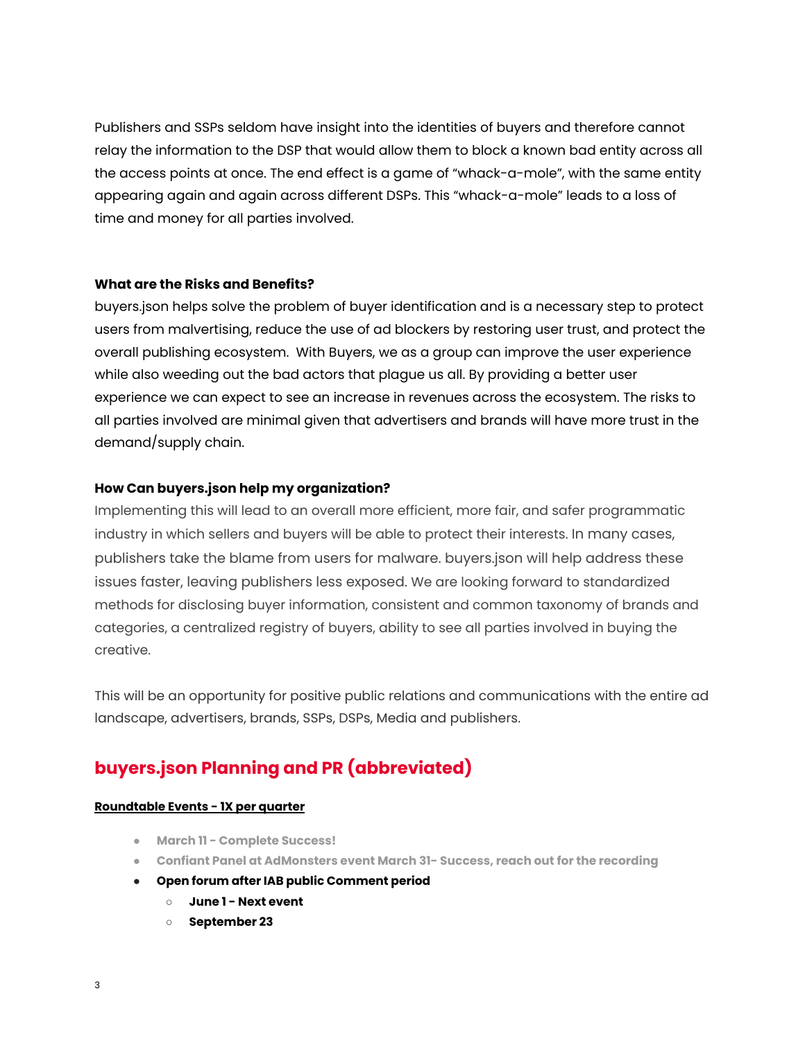Publishers and SSPs seldom have insight into the identities of buyers and therefore cannot relay the information to the DSP that would allow them to block a known bad entity across all the access points at once. The end effect is a game of "whack-a-mole", with the same entity appearing again and again across different DSPs. This "whack-a-mole" leads to a loss of time and money for all parties involved.

**What are the Risks and Benefits?**

buyers.json helps solve the problem of buyer identification and is a necessary step to protect users from malvertising, reduce the use of ad blockers by restoring user trust, and protect the overall publishing ecosystem. With Buyers, we as a group can improve the user experience while also weeding out the bad actors that plague us all. By providing a better user experience we can expect to see an increase in revenues across the ecosystem. The risks to all parties involved are minimal given that advertisers and brands will have more trust in the demand/supply chain.

**How Can buyers.json help my organization?**

Implementing this will lead to an overall more efficient, more fair, and safer programmatic industry in which sellers and buyers will be able to protect their interests. In many cases, publishers take the blame from users for malware. buyers.json will help address these issues faster, leaving publishers less exposed. We are looking forward to standardized methods for disclosing buyer information, consistent and common taxonomy of brands and categories, a centralized registry of buyers, ability to see all parties involved in buying the creative.

This will be an opportunity for positive public relations and communications with the entire ad landscape, advertisers, brands, SSPs, DSPs, Media and publishers.

## buyers.json Planning and PR (abbreviated)

**Roundtable Events - 1X per quarter**

- **March 11 - Complete Success!**
- **Confiant Panel at AdMonsters event March 31- Success, reach out for the recording**
- **Open forum after IAB public Comment period**
    - **June 1 - Next event**
    - **September 23**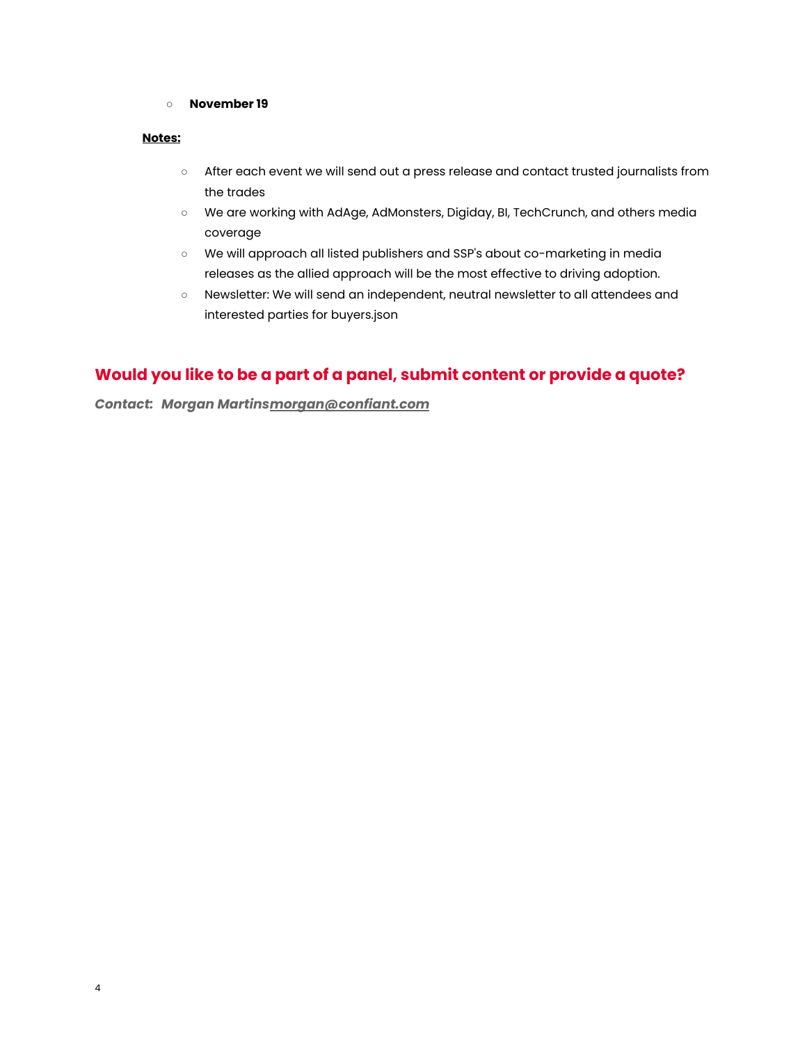- **November 19**

**Notes:**

- After each event we will send out a press release and contact trusted journalists from the trades
- We are working with AdAge, AdMonsters, Digiday, BI, TechCrunch, and others media coverage
- We will approach all listed publishers and SSP's about co-marketing in media releases as the allied approach will be the most effective to driving adoption.
- Newsletter: We will send an independent, neutral newsletter to all attendees and interested parties for buyers.json

## Would you like to be a part of a panel, submit content or provide a quote?

***Contact:*** ***Morgan Martinsmorgan@confiant.com***